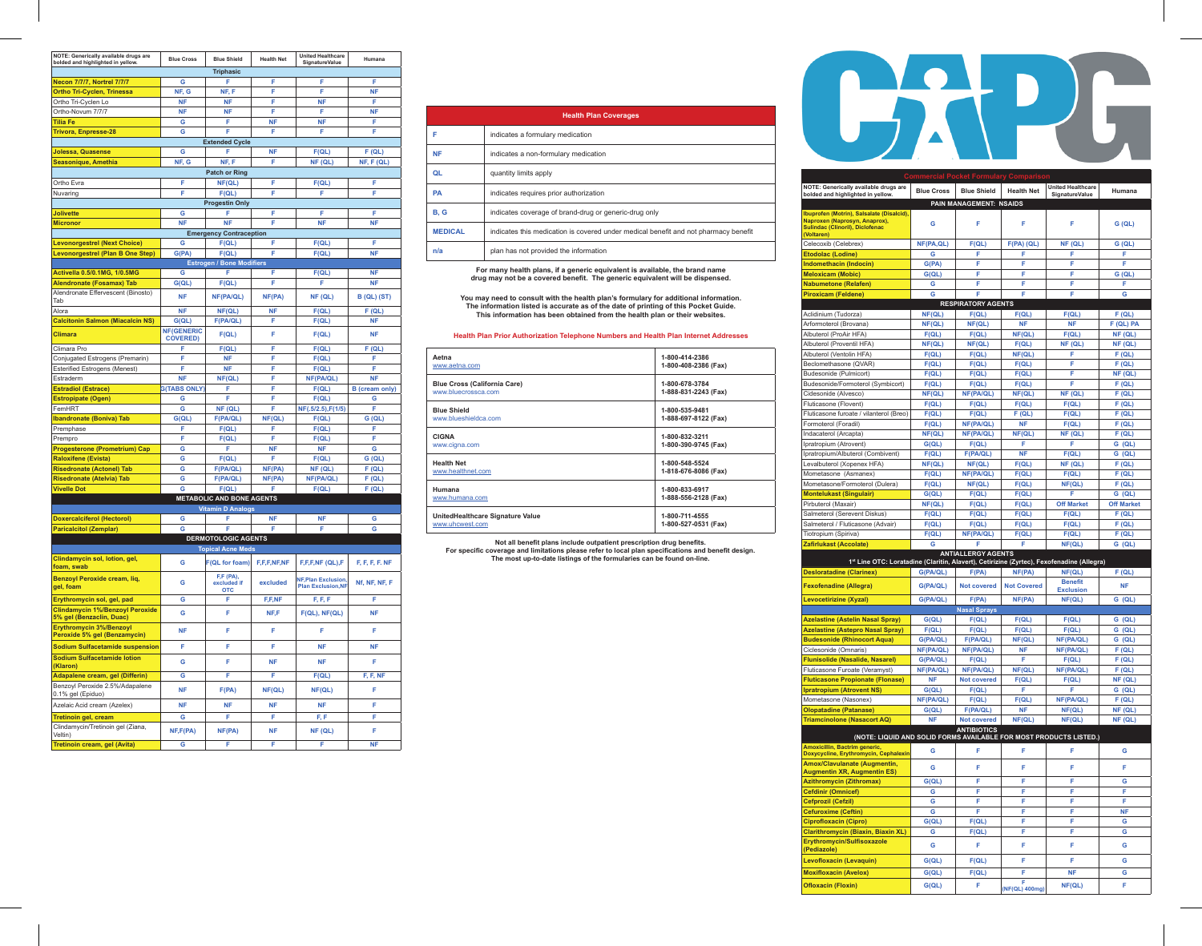| NOTE: Generically available drugs are bolded and highlighted in yellow. | Blue Cross | Blue Shield | Health Net | United Healthcare SignatureValue | Humana |
|---|---|---|---|---|---|
| **Triphasic** | | | | | |
| **Necon 7/7/7, Nortrel 7/7/7** | G | F | F | F | F |
| **Ortho Tri-Cyclen, Trinessa** | NF, G | NF, F | F | F | NF |
| Ortho Tri-Cyclen Lo | NF | NF | F | NF | F |
| Ortho-Novum 7/7/7 | NF | NF | F | F | NF |
| **Tilia Fe** | G | F | NF | NF | F |
| **Trivora, Enpresse-28** | G | F | F | F | F |
| **Extended Cycle** | | | | | |
| **Jolessa, Quasense** | G | F | NF | F(QL) | F (QL) |
| **Seasonique, Amethia** | NF, G | NF, F | F | NF (QL) | NF, F (QL) |
| **Patch or Ring** | | | | | |
| Ortho Evra | F | NF(QL) | F | F(QL) | F |
| Nuvaring | F | F(QL) | F | F | F |
| **Progestin Only** | | | | | |
| **Jolivette** | G | F | F | F | F |
| **Micronor** | NF | NF | F | NF | NF |
| **Emergency Contraception** | | | | | |
| **Levonorgestrel (Next Choice)** | G | F(QL) | F | F(QL) | F |
| **Levonorgestrel (Plan B One Step)** | G(PA) | F(QL) | F | F(QL) | NF |
| **Estrogen / Bone Modifiers** | | | | | |
| **Activella 0.5/0.1MG, 1/0.5MG** | G | F | F | F(QL) | NF |
| **Alendronate (Fosamax) Tab** | G(QL) | F(QL) | F | F | NF |
| Alendronate Effervescent (Binosto) Tab | NF | NF(PA/QL) | NF(PA) | NF (QL) | B (QL) (ST) |
| Alora | NF | NF(QL) | NF | F(QL) | F (QL) |
| **Calcitonin Salmon (Miacalcin NS)** | G(QL) | F(PA/QL) | F | F(QL) | NF |
| **Climara** | NF(GENERIC COVERED) | F(QL) | F | F(QL) | NF |
| Climara Pro | F | F(QL) | F | F(QL) | F (QL) |
| Conjugated Estrogens (Premarin) | F | NF | F | F(QL) | F |
| Esterified Estrogens (Menest) | F | NF | F | F(QL) | F |
| Estraderm | NF | NF(QL) | F | NF(PA/QL) | NF |
| **Estradiol (Estrace)** | G(TABS ONLY) | F | F | F(QL) | B (cream only) |
| **Estropipate (Ogen)** | G | F | F | F(QL) | G |
| FemHRT | G | NF (QL) | F | NF(.5/2.5),F(1/5) | F |
| **Ibandronate (Boniva) Tab** | G(QL) | F(PA/QL) | NF(QL) | F(QL) | G (QL) |
| Premphase | F | F(QL) | F | F(QL) | F |
| Prempro | F | F(QL) | F | F(QL) | F |
| **Progesterone (Prometrium) Cap** | G | F | NF | NF | G |
| **Raloxifene (Evista)** | G | F(QL) | F | F(QL) | G (QL) |
| **Risedronate (Actonel) Tab** | G | F(PA/QL) | NF(PA) | NF (QL) | F (QL) |
| **Risedronate (Atelvia) Tab** | G | F(PA/QL) | NF(PA) | NF(PA/QL) | F (QL) |
| **Vivelle Dot** | G | F(QL) | F | F(QL) | F (QL) |
| **METABOLIC AND BONE AGENTS** | | | | | |
| **Vitamin D Analogs** | | | | | |
| **Doxercalciferol (Hectorol)** | G | F | NF | NF | G |
| **Paricalcitol (Zemplar)** | G | F | F | F | G |
| **DERMOTOLOGIC AGENTS** | | | | | |
| **Topical Acne Meds** | | | | | |
| **Clindamycin sol, lotion, gel, foam, swab** | G | F(QL for foam) | F,F,F,NF,NF | F,F,F,NF (QL),F | F, F, F, F. NF |
| **Benzoyl Peroxide cream, liq, gel, foam** | G | F,F (PA), excluded if OTC | excluded | NF,Plan Exclusion, Plan Exclusion,NF | Nf, NF, NF, F |
| **Erythromycin sol, gel, pad** | G | F | F,F,NF | F, F, F | F |
| **Clindamycin 1%/Benzoyl Peroxide 5% gel (Benzaclin, Duac)** | G | F | NF,F | F(QL), NF(QL) | NF |
| **Erythromycin 3%/Benzoyl Peroxide 5% gel (Benzamycin)** | NF | F | F | F | F |
| **Sodium Sulfacetamide suspension** | F | F | F | NF | NF |
| **Sodium Sulfacetamide lotion (Klaron)** | G | F | NF | NF | F |
| **Adapalene cream, gel (Differin)** | G | F | F | F(QL) | F, F, NF |
| Benzoyl Peroxide 2.5%/Adapalene 0.1% gel (Epiduo) | NF | F(PA) | NF(QL) | NF(QL) | F |
| Azelaic Acid cream (Azelex) | NF | NF | NF | NF | F |
| **Tretinoin gel, cream** | G | F | F | F, F | F |
| Clindamycin/Tretinoin gel (Ziana, Veltin) | NF,F(PA) | NF(PA) | NF | NF (QL) | F |
| **Tretinoin cream, gel (Avita)** | G | F | F | F | NF |

| Health Plan Coverages | |
|---|---|
| F | indicates a formulary medication |
| NF | indicates a non-formulary medication |
| QL | quantity limits apply |
| PA | indicates requires prior authorization |
| B, G | indicates coverage of brand-drug or generic-drug only |
| MEDICAL | indicates this medication is covered under medical benefit and not pharmacy benefit |
| n/a | plan has not provided the information |

**For many health plans, if a generic equivalent is available, the brand name drug may not be a covered benefit. The generic equivalent will be dispensed.**

**You may need to consult with the health plan's formulary for additional information. The information listed is accurate as of the date of printing of this Pocket Guide. This information has been obtained from the health plan or their websites.**

**Health Plan Prior Authorization Telephone Numbers and Health Plan Internet Addresses**

| Health Plan | Telephone |
|---|---|
| **Aetna** www.aetna.com | **1-800-414-2386** **1-800-408-2386 (Fax)** |
| **Blue Cross (California Care)** www.bluecrossca.com | **1-800-678-3784** **1-888-831-2243 (Fax)** |
| **Blue Shield** www.blueshieldca.com | **1-800-535-9481** **1-888-697-8122 (Fax)** |
| **CIGNA** www.cigna.com | **1-800-832-3211** **1-800-390-9745 (Fax)** |
| **Health Net** www.healthnet.com | **1-800-548-5524** **1-818-676-8086 (Fax)** |
| **Humana** www.humana.com | **1-800-833-6917** **1-888-556-2128 (Fax)** |
| **UnitedHealthcare Signature Value** www.uhcwest.com | **1-800-711-4555** **1-800-527-0531 (Fax)** |

**Not all benefit plans include outpatient prescription drug benefits. For specific coverage and limitations please refer to local plan specifications and benefit design. The most up-to-date listings of the formularies can be found on-line.**

# CAPG

## Commercial Pocket Formulary Comparison

| NOTE: Generically available drugs are bolded and highlighted in yellow. | Blue Cross | Blue Shield | Health Net | United Healthcare SignatureValue | Humana |
|---|---|---|---|---|---|
| **PAIN MANAGEMENT: NSAIDS** | | | | | |
| **Ibuprofen (Motrin), Salsalate (Disalcid), Naproxen (Naprosyn, Anaprox), Sulindac (Clinoril), Diclofenac (Voltaren)** | G | F | F | F | G (QL) |
| Celecoxib (Celebrex) | NF(PA,QL) | F(QL) | F(PA) (QL) | NF (QL) | G (QL) |
| **Etodolac (Lodine)** | G | F | F | F | F |
| **Indomethacin (Indocin)** | G(PA) | F | F | F | F |
| **Meloxicam (Mobic)** | G(QL) | F | F | F | G (QL) |
| **Nabumetone (Relafen)** | G | F | F | F | F |
| **Piroxicam (Feldene)** | G | F | F | F | G |
| **RESPIRATORY AGENTS** | | | | | |
| Aclidinium (Tudorza) | NF(QL) | F(QL) | F(QL) | F(QL) | F (QL) |
| Arformoterol (Brovana) | NF(QL) | NF(QL) | NF | NF | F (QL) PA |
| Albuterol (ProAir HFA) | F(QL) | F(QL) | NF(QL) | F(QL) | NF (QL) |
| Albuterol (Proventil HFA) | NF(QL) | NF(QL) | F(QL) | NF (QL) | NF (QL) |
| Albuterol (Ventolin HFA) | F(QL) | F(QL) | NF(QL) | F | F (QL) |
| Beclomethasone (QVAR) | F(QL) | F(QL) | F(QL) | F | F (QL) |
| Budesonide (Pulmicort) | F(QL) | F(QL) | F(QL) | F | NF (QL) |
| Budesonide/Formoterol (Symbicort) | F(QL) | F(QL) | F(QL) | F | F (QL) |
| Cidesonide (Alvesco) | NF(QL) | NF(PA/QL) | NF(QL) | NF (QL) | F (QL) |
| Fluticasone (Flovent) | F(QL) | F(QL) | F(QL) | F(QL) | F (QL) |
| Fluticasone furoate / vilanterol (Breo) | F(QL) | F(QL) | F (QL) | F(QL) | F (QL) |
| Formoterol (Foradil) | F(QL) | NF(PA/QL) | NF | F(QL) | F (QL) |
| Indacaterol (Arcapta) | NF(QL) | NF(PA/QL) | NF(QL) | NF (QL) | F (QL) |
| Ipratropium (Atrovent) | G(QL) | F(QL) | F | F | G (QL) |
| Ipratropium/Albuterol (Combivent) | F(QL) | F(PA/QL) | NF | F(QL) | G (QL) |
| Levalbuterol (Xopenex HFA) | NF(QL) | NF(QL) | F(QL) | NF (QL) | F (QL) |
| Mometasone (Asmanex) | F(QL) | NF(PA/QL) | F(QL) | F(QL) | F (QL) |
| Mometasone/Formoterol (Dulera) | F(QL) | NF(QL) | F(QL) | NF(QL) | F (QL) |
| **Montelukast (Singulair)** | G(QL) | F(QL) | F(QL) | F | G (QL) |
| Pirbuterol (Maxair) | NF(QL) | F(QL) | F(QL) | Off Market | Off Market |
| Salmeterol (Serevent Diskus) | F(QL) | F(QL) | F(QL) | F(QL) | F (QL) |
| Salmeterol / Fluticasone (Advair) | F(QL) | F(QL) | F(QL) | F(QL) | F (QL) |
| Tiotropium (Spiriva) | F(QL) | NF(PA/QL) | F(QL) | F(QL) | F (QL) |
| **Zafirlukast (Accolate)** | G | F | F | NF(QL) | G (QL) |
| **ANTIALLERGY AGENTS** — 1st Line OTC: Loratadine (Claritin, Alavert), Cetirizine (Zyrtec), Fexofenadine (Allegra) | | | | | |
| **Desloratadine (Clarinex)** | G(PA/QL) | F(PA) | NF(PA) | NF(QL) | F (QL) |
| **Fexofenadine (Allegra)** | G(PA/QL) | Not covered | Not Covered | Benefit Exclusion | NF |
| **Levocetirizine (Xyzal)** | G(PA/QL) | F(PA) | NF(PA) | NF(QL) | G (QL) |
| **Nasal Sprays** | | | | | |
| **Azelastine (Astelin Nasal Spray)** | G(QL) | F(QL) | F(QL) | F(QL) | G (QL) |
| **Azelastine (Astepro Nasal Spray)** | F(QL) | F(QL) | F(QL) | F(QL) | G (QL) |
| **Budesonide (Rhinocort Aqua)** | G(PA/QL) | F(PA/QL) | NF(QL) | NF(PA/QL) | G (QL) |
| Ciclesonide (Omnaris) | NF(PA/QL) | NF(PA/QL) | NF | NF(PA/QL) | F (QL) |
| **Flunisolide (Nasalide, Nasarel)** | G(PA/QL) | F(QL) | F | F(QL) | F (QL) |
| Fluticasone Furoate (Veramyst) | NF(PA/QL) | NF(PA/QL) | NF(QL) | NF(PA/QL) | F (QL) |
| **Fluticasone Propionate (Flonase)** | NF | Not covered | F(QL) | F(QL) | NF (QL) |
| **Ipratropium (Atrovent NS)** | G(QL) | F(QL) | F | F | G (QL) |
| Mometasone (Nasonex) | NF(PA/QL) | F(QL) | F(QL) | NF(PA/QL) | F (QL) |
| **Olopatadine (Patanase)** | G(QL) | F(PA/QL) | NF | NF(QL) | NF (QL) |
| **Triamcinolone (Nasacort AQ)** | NF | Not covered | NF(QL) | NF(QL) | NF (QL) |
| **ANTIBIOTICS** (NOTE: LIQUID AND SOLID FORMS AVAILABLE FOR MOST PRODUCTS LISTED.) | | | | | |
| **Amoxicillin, Bactrim generic, Doxycycline, Erythromycin, Cephalexin** | G | F | F | F | G |
| **Amox/Clavulanate (Augmentin, Augmentin XR, Augmentin ES)** | G | F | F | F | F |
| **Azithromycin (Zithromax)** | G(QL) | F | F | F | G |
| **Cefdinir (Omnicef)** | G | F | F | F | F |
| **Cefprozil (Cefzil)** | G | F | F | F | F |
| **Cefuroxime (Ceftin)** | G | F | F | F | NF |
| **Ciprofloxacin (Cipro)** | G(QL) | F(QL) | F | F | G |
| **Clarithromycin (Biaxin, Biaxin XL)** | G | F(QL) | F | F | G |
| **Erythromycin/Sulfisoxazole (Pediazole)** | G | F | F | F | G |
| **Levofloxacin (Levaquin)** | G(QL) | F(QL) | F | F | G |
| **Moxifloxacin (Avelox)** | G(QL) | F(QL) | F | NF | G |
| **Ofloxacin (Floxin)** | G(QL) | F | F (NF(QL) 400mg) | NF(QL) | F |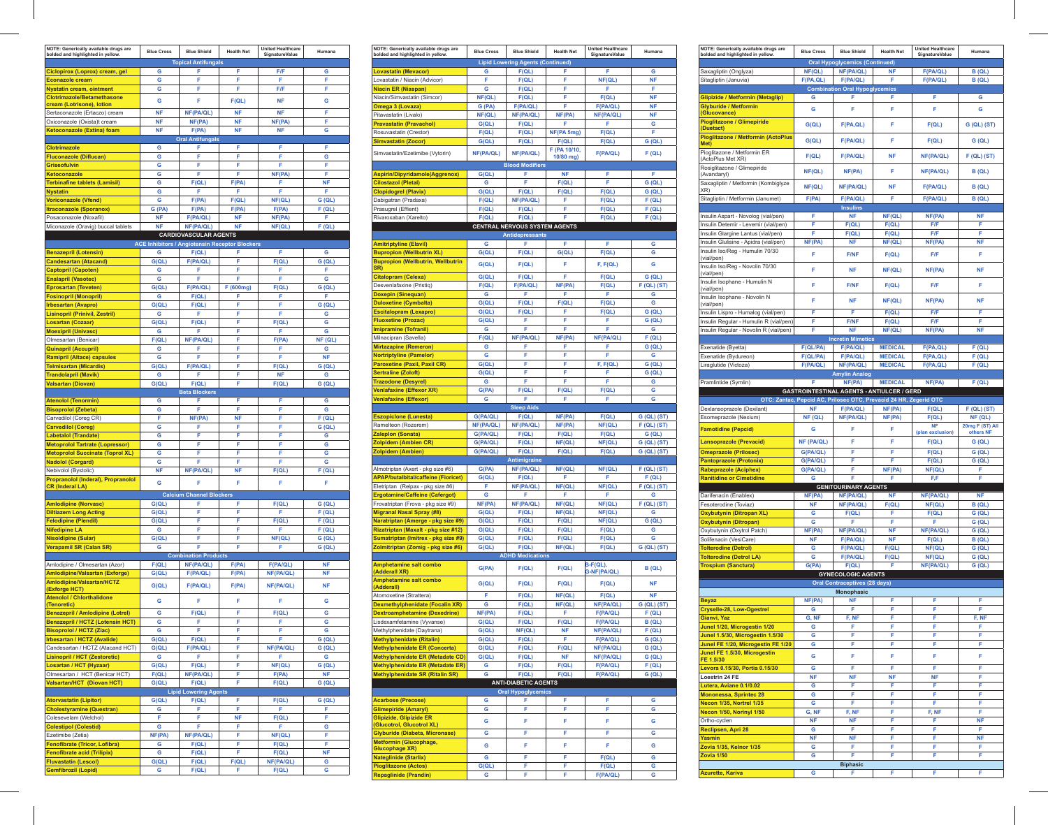| NOTE: Generically available drugs are bolded and highlighted in yellow. | Blue Cross | Blue Shield | Health Net | United Healthcare SignatureValue | Humana |
|---|---|---|---|---|---|
| **Topical Antifungals** | | | | | |
| **Ciclopirox (Loprox) cream, gel** | G | F | F | F/F | G |
| **Econazole cream** | G | F | F | F | F |
| **Nystatin cream, ointment** | G | F | F | F/F | F |
| **Clotrimazole/Betamethasone cream (Lotrisone), lotion** | G | F | F(QL) | NF | G |
| Sertaconazole (Ertaczo) cream | NF | NF(PA/QL) | NF | NF | F |
| Oxiconazole (Oxista)t cream | NF | NF(PA) | NF | NF(PA) | F |
| **Ketoconazole (Extina) foam** | NF | F(PA) | NF | NF | G |
| **Oral Antifungals** | | | | | |
| **Clotrimazole** | G | F | F | F | F |
| **Fluconazole (Diflucan)** | G | F | F | F | G |
| **Griseofulvin** | G | F | F | F | F |
| **Ketoconazole** | G | F | F | NF(PA) | F |
| **Terbinafine tablets (Lamisil)** | G | F(QL) | F(PA) | F | NF |
| **Nystatin** | G | F | F | F | F |
| **Voriconazole (Vfend)** | G | F(PA) | F(QL) | NF(QL) | G (QL) |
| **Itraconazole (Sporanox)** | G (PA) | F(PA) | F(PA) | F(PA) | F (QL) |
| Posaconazole (Noxafil) | NF | F(PA/QL) | NF | NF(PA) | F |
| Miconazole (Oravig) buccal tablets | NF | NF(PA/QL) | NF | NF(QL) | F (QL) |
| **CARDIOVASCULAR AGENTS** | | | | | |
| **ACE Inhibitors / Angiotensin Receptor Blockers** | | | | | |
| **Benazepril (Lotensin)** | G | F(QL) | F | F | G |
| **Candesartan (Atacand)** | G(QL) | F(PA/QL) | F | F(QL) | G (QL) |
| **Captopril (Capoten)** | G | F | F | F | F |
| **Enalapril (Vasotec)** | G | F | F | F | G |
| **Eprosartan (Teveten)** | G(QL) | F(PA/QL) | F (600mg) | F(QL) | G (QL) |
| **Fosinopril (Monopril)** | G | F(QL) | F | F | F |
| **Irbesartan (Avapro)** | G(QL) | F(QL) | F | F | G (QL) |
| **Lisinopril (Prinivil, Zestril)** | G | F | F | F | G |
| **Losartan (Cozaar)** | G(QL) | F(QL) | F | F(QL) | G |
| **Moexipril (Univasc)** | G | F | F | F | G |
| Olmesartan (Benicar) | F(QL) | NF(PA/QL) | F | F(PA) | NF (QL) |
| **Quinapril (Accupril)** | G | F | F | F | G |
| **Ramipril (Altace) capsules** | G | F | F | F | NF |
| **Telmisartan (Micardis)** | G(QL) | F(PA/QL) | F | F(QL) | G (QL) |
| **Trandolapril (Mavik)** | G | F | F | NF | G |
| **Valsartan (Diovan)** | G(QL) | F(QL) | F | F(QL) | G (QL) |
| **Beta Blockers** | | | | | |
| **Atenolol (Tenormin)** | G | F | F | F | G |
| **Bisoprolol (Zebeta)** | G | F | F | F | G |
| Carvedilol (Coreg CR) | F | NF(PA) | NF | F | F (QL) |
| **Carvedilol (Coreg)** | G | F | F | F | G (QL) |
| **Labetalol (Trandate)** | G | F | F | F | G |
| **Metoprolol Tartrate (Lopressor)** | G | F | F | F | G |
| **Metoprolol Succinate (Toprol XL)** | G | F | F | F | G |
| **Nadolol (Corgard)** | G | F | F | F | G |
| Nebivolol (Bystolic) | NF | NF(PA/QL) | NF | F(QL) | F (QL) |
| **Propranolol (Inderal), Propranolol CR (Inderal LA)** | G | F | F | F | F |
| **Calcium Channel Blockers** | | | | | |
| **Amlodipine (Norvasc)** | G(QL) | F | F | F(QL) | G (QL) |
| **Diltiazem Long Acting** | G(QL) | F | F | F | F (QL) |
| **Felodipine (Plendil)** | G(QL) | F | F | F(QL) | F (QL) |
| **Nifedipine LA** | G | F | F | F | F (QL) |
| **Nisoldipine (Sular)** | G(QL) | F | F | NF(QL) | G (QL) |
| **Verapamil SR (Calan SR)** | G | F | F | F | G (QL) |
| **Combination Products** | | | | | |
| Amlodipine / Olmesartan (Azor) | F(QL) | NF(PA/QL) | F(PA) | F(PA/QL) | NF |
| **Amlodipine/Valsartan (Exforge)** | G(QL) | F(PA/QL) | F(PA) | NF(PA/QL) | NF |
| **Amlodipine/Valsartan/HCTZ (Exforge HCT)** | G(QL) | F(PA/QL) | F(PA) | NF(PA/QL) | NF |
| **Atenolol / Chlorthalidone (Tenoretic)** | G | F | F | F | G |
| **Benazepril / Amlodipine (Lotrel)** | G | F(QL) | F | F(QL) | G |
| **Benazepril / HCTZ (Lotensin HCT)** | G | F | F | F | G |
| **Bisoprolol / HCTZ (Ziac)** | G | F | F | F | G |
| **Irbesartan / HCTZ (Avalide)** | G(QL) | F(QL) | F | F | G (QL) |
| Candesartan / HCTZ (Atacand HCT) | G(QL) | F(PA/QL) | F | NF(PA/QL) | G (QL) |
| **Lisinopril / HCT (Zestoretic)** | G | F | F | F | G |
| **Losartan / HCT (Hyzaar)** | G(QL) | F(QL) | F | NF(QL) | G (QL) |
| Olmesartan / HCT (Benicar HCT) | F(QL) | NF(PA/QL) | F | F(PA) | NF |
| **Valsartan/HCT (Diovan HCT)** | G(QL) | F(QL) | F | F(QL) | G (QL) |
| **Lipid Lowering Agents** | | | | | |
| **Atorvastatin (Lipitor)** | G(QL) | F(QL) | F | F(QL) | G (QL) |
| **Cholestyramine (Questran)** | G | F | F | F | F |
| Colesevelam (Welchol) | F | F | NF | F(QL) | F |
| **Colestipol (Colestid)** | G | F | F | F | G |
| Ezetimibe (Zetia) | NF(PA) | NF(PA/QL) | F | NF(QL) | F |
| **Fenofibrate (Tricor, Lofibra)** | G | F(QL) | F | F(QL) | F |
| **Fenofibrate acid (Trilipix)** | G | F(QL) | F | F(QL) | NF |
| **Fluvastatin (Lescol)** | G(QL) | F(QL) | F(QL) | NF(PA/QL) | G |
| **Gemfibrozil (Lopid)** | G | F(QL) | F | F(QL) | G |

| NOTE: Generically available drugs are bolded and highlighted in yellow. | Blue Cross | Blue Shield | Health Net | United Healthcare SignatureValue | Humana |
|---|---|---|---|---|---|
| **Lipid Lowering Agents (Continued)** | | | | | |
| **Lovastatin (Mevacor)** | G | F(QL) | F | F | G |
| Lovastatin / Niacin (Advicor) | F | F(QL) | F | NF(QL) | NF |
| **Niacin ER (Niaspan)** | G | F(QL) | F | F | F |
| Niacin/Simvastatin (Simcor) | NF(QL) | F(QL) | F | F(QL) | NF |
| **Omega 3 (Lovaza)** | G (PA) | F(PA/QL) | F | F(PA/QL) | NF |
| Pitavastatin (Livalo) | NF(QL) | NF(PA/QL) | NF(PA) | NF(PA/QL) | NF |
| **Pravastatin (Pravachol)** | G(QL) | F(QL) | F | F | G |
| Rosuvastatin (Crestor) | F(QL) | F(QL) | NF(PA 5mg) | F(QL) | F |
| **Simvastatin (Zocor)** | G(QL) | F(QL) | F(QL) | F(QL) | G (QL) |
| Simvastatin/Ezetimibe (Vytorin) | NF(PA/QL) | NF(PA/QL) | F (PA 10/10, 10/80 mg) | F(PA/QL) | F (QL) |
| **Blood Modifiers** | | | | | |
| **Aspirin/Dipyridamole(Aggrenox)** | G(QL) | F | NF | F | F |
| **Cilostazol (Pletal)** | G | F | F(QL) | F | G (QL) |
| **Clopidogrel (Plavix)** | G(QL) | F(QL) | F(QL) | F(QL) | G (QL) |
| Dabigatran (Pradaxa) | F(QL) | NF(PA/QL) | F | F(QL) | F (QL) |
| Prasugrel (Effient) | F(QL) | F(QL) | F | F(QL) | F (QL) |
| Rivaroxaban (Xarelto) | F(QL) | F(QL) | F | F(QL) | F (QL) |
| **CENTRAL NERVOUS SYSTEM AGENTS** | | | | | |
| **Antidepressants** | | | | | |
| **Amitriptyline (Elavil)** | G | F | F | F | G |
| **Bupropion (Wellbutrin XL)** | G(QL) | F(QL) | G(QL) | F(QL) | G |
| **Bupropion (Wellbutrin, Wellbutrin SR)** | G(QL) | F(QL) | F | F, F(QL) | G |
| **Citalopram (Celexa)** | G(QL) | F(QL) | F | F(QL) | G (QL) |
| Desvenlafaxine (Pristiq) | F(QL) | F(PA/QL) | NF(PA) | F(QL) | F (QL) (ST) |
| **Doxepin (Sinequan)** | G | F | F | F | G |
| **Duloxetine (Cymbalta)** | G(QL) | F(QL) | F(QL) | F(QL) | G |
| **Escitalopram (Lexapro)** | G(QL) | F(QL) | F | F(QL) | G (QL) |
| **Fluoxetine (Prozac)** | G(QL) | F | F | F | G (QL) |
| **Imipramine (Tofranil)** | G | F | F | F | G |
| Milnacipran (Savella) | F(QL) | NF(PA/QL) | NF(PA) | NF(PA/QL) | F (QL) |
| **Mirtazapine (Remeron)** | G | F | F | F | G (QL) |
| **Nortriptyline (Pamelor)** | G | F | F | F | G |
| **Paroxetine (Paxil, Paxil CR)** | G(QL) | F | F | F, F(QL) | G (QL) |
| **Sertraline (Zoloft)** | G(QL) | F | F | F | G (QL) |
| **Trazodone (Desyrel)** | G | F | F | F | G |
| **Venlafaxine (Effexor XR)** | G(PA) | F(QL) | F(QL) | F(QL) | G |
| **Venlafaxine (Effexor)** | G | F | F | F | G |
| **Sleep Aids** | | | | | |
| **Eszopiclone (Lunesta)** | G(PA/QL) | F(QL) | NF(PA) | F(QL) | G (QL) (ST) |
| Ramelteon (Rozerem) | NF(PA/QL) | NF(PA/QL) | NF(PA) | NF(QL) | F (QL) (ST) |
| **Zaleplon (Sonata)** | G(PA/QL) | F(QL) | F(QL) | F(QL) | G (QL) |
| **Zolpidem (Ambien CR)** | G(PA/QL) | F(QL) | NF(QL) | NF(QL) | G (QL) (ST) |
| **Zolpidem (Ambien)** | G(PA/QL) | F(QL) | F(QL) | F(QL) | G (QL) (ST) |
| **Antimigraine** | | | | | |
| Almotriptan (Axert - pkg size #6) | G(PA) | NF(PA/QL) | NF(QL) | NF(QL) | F (QL) (ST) |
| **APAP/butalbital/caffeine (Fioricet)** | G(QL) | F(QL) | F | F | F (QL) |
| Eletriptan (Relpax - pkg size #6) | F | NF(PA/QL) | NF(QL) | NF(QL) | F (QL) (ST) |
| **Ergotamine/Caffeine (Cafergot)** | G | F | F | F | G |
| Frovatriptan (Frova - pkg size #9) | NF(PA) | NF(PA/QL) | NF(QL) | NF(QL) | F (QL) (ST) |
| **Migranal Nasal Spray (#8)** | G(QL) | F(QL) | NF(QL) | NF(QL) | G |
| **Naratriptan (Amerge - pkg size #9)** | G(QL) | F(QL) | F(QL) | NF(QL) | G (QL) |
| **Rizatriptan (Maxalt - pkg size #12)** | G(QL) | F(QL) | F(QL) | F(QL) | G |
| **Sumatriptan (Imitrex - pkg size #9)** | G(QL) | F(QL) | F(QL) | F(QL) | G |
| **Zolmitriptan (Zomig - pkg size #6)** | G(QL) | F(QL) | NF(QL) | F(QL) | G (QL) (ST) |
| **ADHD Medications** | | | | | |
| **Amphetamine salt combo (Adderall XR)** | G(PA) | F(QL) | F(QL) | B-F(QL), G-NF(PA/QL) | B (QL) |
| **Amphetamine salt combo (Adderall)** | G(QL) | F(QL) | F(QL) | F(QL) | NF |
| Atomoxetine (Strattera) | F | F(QL) | NF(QL) | F(QL) | NF |
| **Dexmethylphenidate (Focalin XR)** | G | F(QL) | NF(QL) | NF(PA/QL) | G (QL) (ST) |
| **Dextroamphetamine (Dexedrine)** | NF(PA) | F(QL) | F | F(PA/QL) | F (QL) |
| Lisdexamfetamine (Vyvanse) | G(QL) | F(QL) | F(QL) | F(PA/QL) | B (QL) |
| Methylphenidate (Daytrana) | G(QL) | NF(QL) | NF | NF(PA/QL) | F (QL) |
| **Methylphenidate (Ritalin)** | G(QL) | F(QL) | F | F(PA/QL) | G (QL) |
| **Methylphenidate ER (Concerta)** | G(QL) | F(QL) | F(QL) | NF(PA/QL) | G (QL) |
| **Methylphenidate ER (Metadate CD)** | G(QL) | F(QL) | NF | NF(PA/QL) | G (QL) |
| **Methylphenidate ER (Metadate ER)** | G | F(QL) | F(QL) | F(PA/QL) | F (QL) |
| **Methylphenidate SR (Ritalin SR)** | G | F(QL) | F(QL) | F(PA/QL) | G (QL) |
| **ANTI-DIABETIC AGENTS** | | | | | |
| **Oral Hypoglycemics** | | | | | |
| **Acarbose (Precose)** | G | F | F | F | G |
| **Glimepiride (Amaryl)** | G | F | F | F | G |
| **Glipizide, Glipizide ER (Glucotrol, Glucotrol XL)** | G | F | F | F | G |
| **Glyburide (Diabeta, Micronase)** | G | F | F | F | G |
| **Metformin (Glucophage, Glucophage XR)** | G | F | F | F | G |
| **Nateglinide (Starlix)** | G | F | F | F(QL) | G |
| **Pioglitazone (Actos)** | G(QL) | F | F | F(QL) | G |
| **Repaglinide (Prandin)** | G | F | F | F(PA/QL) | G |

| NOTE: Generically available drugs are bolded and highlighted in yellow. | Blue Cross | Blue Shield | Health Net | United Healthcare SignatureValue | Humana |
|---|---|---|---|---|---|
| **Oral Hypoglycemics (Continued)** | | | | | |
| Saxagliptin (Onglyza) | NF(QL) | NF(PA/QL) | NF | F(PA/QL) | B (QL) |
| Sitagliptin (Januvia) | F(PA,QL) | F(PA/QL) | F | F(PA/QL) | B (QL) |
| **Combination Oral Hypoglycemics** | | | | | |
| **Glipizide / Metformin (Metaglip)** | G | F | F | F | G |
| **Glyburide / Metformin (Glucovance)** | G | F | F | F | G |
| **Pioglitazone / Glimepiride (Duetact)** | G(QL) | F(PA,QL) | F | F(QL) | G (QL) (ST) |
| **Pioglitazone / Metformin (ActoPlus Met)** | G(QL) | F(PA/QL) | F | F(QL) | G (QL) |
| Pioglitazone / Metformin ER (ActoPlus Met XR) | F(QL) | F(PA/QL) | NF | NF(PA/QL) | F (QL) (ST) |
| Rosiglitazone / Glimepiride (Avandaryl) | NF(QL) | NF(PA) | F | NF(PA/QL) | B (QL) |
| Saxagliptin / Metformin (Kombiglyze XR) | NF(QL) | NF(PA/QL) | NF | F(PA/QL) | B (QL) |
| Sitagliptin / Metformin (Janumet) | F(PA) | F(PA/QL) | F | F(PA/QL) | B (QL) |
| **Insulins** | | | | | |
| Insulin Aspart - Novolog (vial/pen) | F | NF | NF(QL) | NF(PA) | NF |
| Insulin Detemir - Levemir (vial/pen) | F | F(QL) | F(QL) | F/F | F |
| Insulin Glargine Lantus (vial/pen) | F | F(QL) | F(QL) | F/F | F |
| Insulin Glulisine - Apidra (vial/pen) | NF(PA) | NF | NF(QL) | NF(PA) | NF |
| Insulin Iso/Reg - Humulin 70/30 (vial/pen) | F | F/NF | F(QL) | F/F | F |
| Insulin Iso/Reg - Novolin 70/30 (vial/pen) | F | NF | NF(QL) | NF(PA) | NF |
| Insulin Isophane - Humulin N (vial/pen) | F | F/NF | F(QL) | F/F | F |
| Insulin Isophane - Novolin N (vial/pen) | F | NF | NF(QL) | NF(PA) | NF |
| Insulin Lispro - Humalog (vial/pen) | F | F | F(QL) | F/F | F |
| Insulin Regular - Humulin R (vial/pen) | F | F/NF | F(QL) | F/F | F |
| Insulin Regular - Novolin R (vial/pen) | F | NF | NF(QL) | NF(PA) | NF |
| **Incretin Mimetics** | | | | | |
| Exenatide (Byetta) | F(QL/PA) | F(PA/QL) | MEDICAL | F(PA,QL) | F (QL) |
| Exenatide (Bydureon) | F(QL/PA) | F(PA/QL) | MEDICAL | F(PA,QL) | F (QL) |
| Liraglutide (Victoza) | F(PA/QL) | NF(PA/QL) | MEDICAL | F(PA,QL) | F (QL) |
| **Amylin Analog** | | | | | |
| Pramlintide (Symlin) | F | NF(PA) | MEDICAL | NF(PA) | F (QL) |
| **GASTROINTESTINAL AGENTS - ANTIULCER / GERD** | | | | | |
| **OTC: Zantac, Pepcid AC, Prilosec OTC, Prevacid 24 HR, Zegerid OTC** | | | | | |
| Dexlansoprazole (Dexilant) | NF | F(PA/QL) | NF(PA) | F(QL) | F (QL) (ST) |
| Esomeprazole (Nexium) | NF (QL) | F(PA/QL) | NF(PA) | F(QL) | NF (QL) |
| **Famotidine (Pepcid)** | G | F | F | NF (plan exclusion) | 20mg F (ST) All others NF |
| **Lansoprazole (Prevacid)** | NF (PA/QL) | F | F | F(QL) | G (QL) |
| **Omeprazole (Prilosec)** | G(PA/QL) | F | F | F(QL) | G (QL) |
| **Pantoprazole (Protonix)** | G(PA/QL) | F | F | F(QL) | G (QL) |
| **Rabeprazole (Aciphex)** | G(PA/QL) | F | NF(PA) | NF(QL) | F |
| **Ranitidine or Cimetidine** | G | F | F | F,F | F |
| **GENITOURINARY AGENTS** | | | | | |
| Darifenacin (Enablex) | NF(PA) | NF(PA/QL) | NF | NF(PA/QL) | NF |
| Fesoterodine (Toviaz) | NF | NF(PA/QL) | F(QL) | NF(QL) | B (QL) |
| **Oxybutynin (Ditropan XL)** | G | F(QL) | F | F(QL) | G (QL) |
| **Oxybutynin (Ditropan)** | G | F | F | F | G (QL) |
| Oxybutynin (Oxytrol Patch) | NF(PA) | NF(PA/QL) | NF | NF(PA/QL) | G (QL) |
| Solifenacin (VesiCare) | NF | F(PA/QL) | NF | F(QL) | B (QL) |
| **Tolterodine (Detrol)** | G | F(PA/QL) | F(QL) | NF(QL) | G (QL) |
| **Tolterodine (Detrol LA)** | G | F(PA/QL) | F(QL) | NF(QL) | G (QL) |
| **Trospium (Sanctura)** | G(PA) | F(QL) | F | NF(PA/QL) | G (QL) |
| **GYNECOLOGIC AGENTS** | | | | | |
| **Oral Contraceptives (28 days)** | | | | | |
| **Monophasic** | | | | | |
| **Beyaz** | NF(PA) | NF | F | F | F |
| **Cryselle-28, Low-Ogestrel** | G | F | F | F | F |
| **Gianvi, Yaz** | G, NF | F, NF | F | F | F, NF |
| **Junel 1/20, Microgestin 1/20** | G | F | F | F | F |
| **Junel 1.5/30, Microgestin 1.5/30** | G | F | F | F | F |
| **Junel FE 1/20, Microgestin FE 1/20** | G | F | F | F | F |
| **Junel FE 1.5/30, Microgestin FE 1.5/30** | G | F | F | F | F |
| **Levora 0.15/30, Portia 0.15/30** | G | F | F | F | F |
| **Loestrin 24 FE** | NF | NF | NF | NF | F |
| **Lutera, Aviane 0.1/0.02** | G | F | F | F | F |
| **Mononessa, Sprintec 28** | G | F | F | F | F |
| **Necon 1/35, Nortrel 1/35** | G | F | F | F | F |
| **Necon 1/50, Norinyl 1/50** | G, NF | F, NF | F | F, NF | F |
| Ortho-cyclen | NF | NF | F | F | NF |
| **Reclipsen, Apri 28** | G | F | F | F | F |
| **Yasmin** | NF | NF | F | F | NF |
| **Zovia 1/35, Kelnor 1/35** | G | F | F | F | F |
| **Zovia 1/50** | G | F | F | F | F |
| **Biphasic** | | | | | |
| **Azurette, Kariva** | G | F | F | F | F |